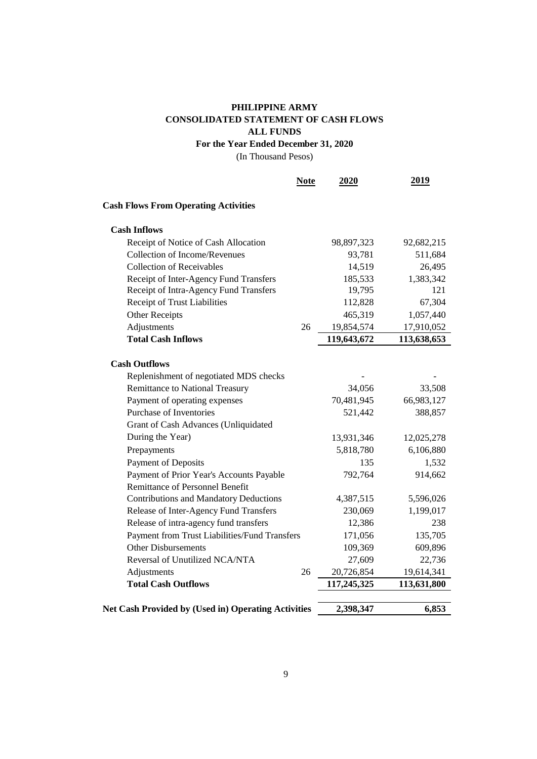# PHILIPPINE ARMY
## CONSOLIDATED STATEMENT OF CASH FLOWS
## ALL FUNDS
### For the Year Ended December 31, 2020

(In Thousand Pesos)

| | Note | 2020 | 2019 |
|---|---|---|---|
| **Cash Flows From Operating Activities** | | | |
| **Cash Inflows** | | | |
| Receipt of Notice of Cash Allocation | | 98,897,323 | 92,682,215 |
| Collection of Income/Revenues | | 93,781 | 511,684 |
| Collection of Receivables | | 14,519 | 26,495 |
| Receipt of Inter-Agency Fund Transfers | | 185,533 | 1,383,342 |
| Receipt of Intra-Agency Fund Transfers | | 19,795 | 121 |
| Receipt of Trust Liabilities | | 112,828 | 67,304 |
| Other Receipts | | 465,319 | 1,057,440 |
| Adjustments | 26 | 19,854,574 | 17,910,052 |
| **Total Cash Inflows** | | **119,643,672** | **113,638,653** |
| **Cash Outflows** | | | |
| Replenishment of negotiated MDS checks | | - | - |
| Remittance to National Treasury | | 34,056 | 33,508 |
| Payment of operating expenses | | 70,481,945 | 66,983,127 |
| Purchase of Inventories | | 521,442 | 388,857 |
| Grant of Cash Advances (Unliquidated During the Year) | | 13,931,346 | 12,025,278 |
| Prepayments | | 5,818,780 | 6,106,880 |
| Payment of Deposits | | 135 | 1,532 |
| Payment of Prior Year's Accounts Payable | | 792,764 | 914,662 |
| Remittance of Personnel Benefit Contributions and Mandatory Deductions | | 4,387,515 | 5,596,026 |
| Release of Inter-Agency Fund Transfers | | 230,069 | 1,199,017 |
| Release of intra-agency fund transfers | | 12,386 | 238 |
| Payment from Trust Liabilities/Fund Transfers | | 171,056 | 135,705 |
| Other Disbursements | | 109,369 | 609,896 |
| Reversal of Unutilized NCA/NTA | | 27,609 | 22,736 |
| Adjustments | 26 | 20,726,854 | 19,614,341 |
| **Total Cash Outflows** | | **117,245,325** | **113,631,800** |
| **Net Cash Provided by (Used in) Operating Activities** | | **2,398,347** | **6,853** |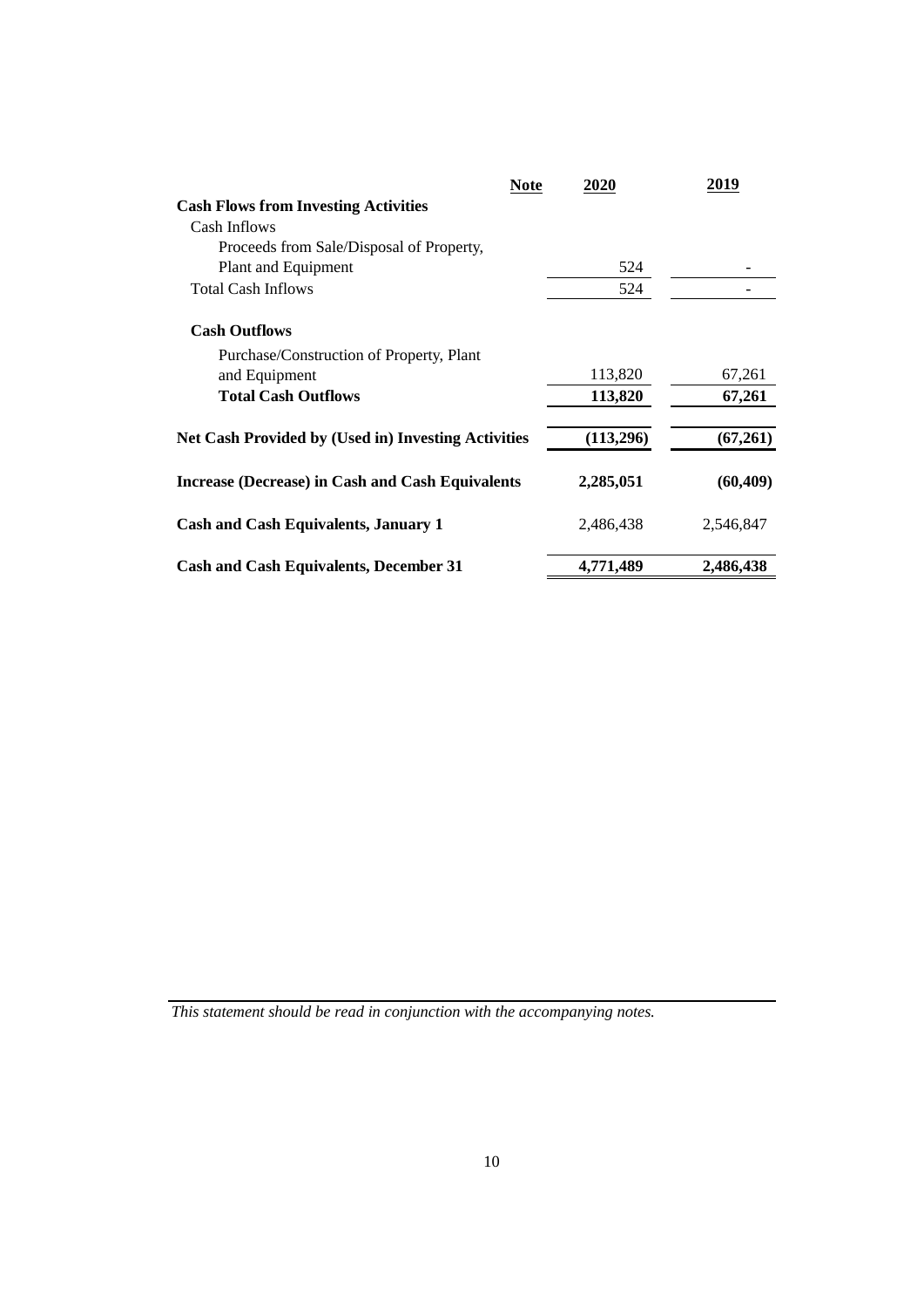| | Note | 2020 | 2019 |
|---|---|---|---|
| **Cash Flows from Investing Activities** | | | |
| Cash Inflows | | | |
| Proceeds from Sale/Disposal of Property, Plant and Equipment | | 524 | - |
| Total Cash Inflows | | 524 | - |
| **Cash Outflows** | | | |
| Purchase/Construction of Property, Plant and Equipment | | 113,820 | 67,261 |
| **Total Cash Outflows** | | **113,820** | **67,261** |
| **Net Cash Provided by (Used in) Investing Activities** | | **(113,296)** | **(67,261)** |
| **Increase (Decrease) in Cash and Cash Equivalents** | | **2,285,051** | **(60,409)** |
| **Cash and Cash Equivalents, January 1** | | 2,486,438 | 2,546,847 |
| **Cash and Cash Equivalents, December 31** | | **4,771,489** | **2,486,438** |

*This statement should be read in conjunction with the accompanying notes.*